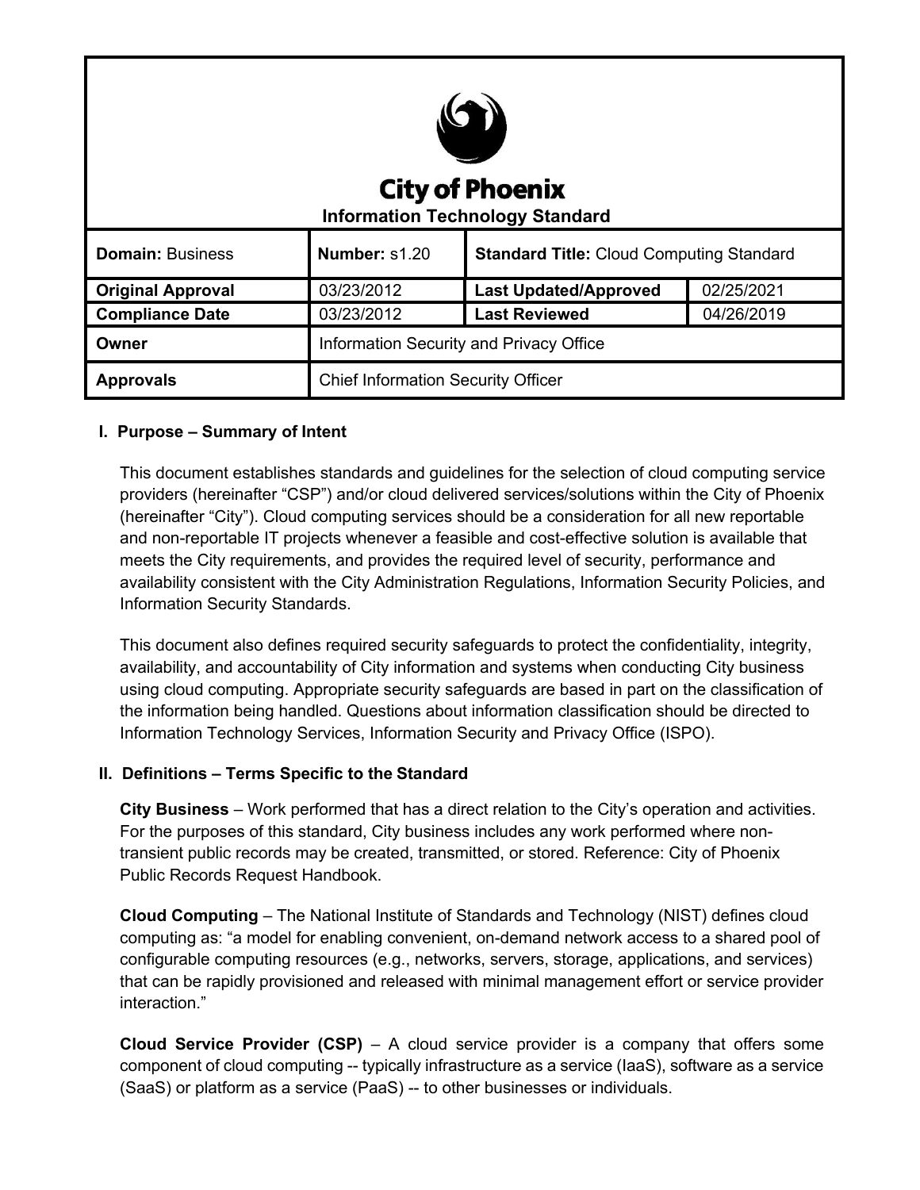# City of Phoenix

## Information Technology Standard

| **Domain:** Business | **Number:** s1.20 | **Standard Title:** Cloud Computing Standard | |
|---|---|---|---|
| **Original Approval** | 03/23/2012 | **Last Updated/Approved** | 02/25/2021 |
| **Compliance Date** | 03/23/2012 | **Last Reviewed** | 04/26/2019 |
| **Owner** | Information Security and Privacy Office | | |
| **Approvals** | Chief Information Security Officer | | |

### I. Purpose – Summary of Intent

This document establishes standards and guidelines for the selection of cloud computing service providers (hereinafter "CSP") and/or cloud delivered services/solutions within the City of Phoenix (hereinafter "City"). Cloud computing services should be a consideration for all new reportable and non-reportable IT projects whenever a feasible and cost-effective solution is available that meets the City requirements, and provides the required level of security, performance and availability consistent with the City Administration Regulations, Information Security Policies, and Information Security Standards.

This document also defines required security safeguards to protect the confidentiality, integrity, availability, and accountability of City information and systems when conducting City business using cloud computing. Appropriate security safeguards are based in part on the classification of the information being handled. Questions about information classification should be directed to Information Technology Services, Information Security and Privacy Office (ISPO).

### II. Definitions – Terms Specific to the Standard

**City Business** – Work performed that has a direct relation to the City's operation and activities. For the purposes of this standard, City business includes any work performed where non-transient public records may be created, transmitted, or stored. Reference: City of Phoenix Public Records Request Handbook.

**Cloud Computing** – The National Institute of Standards and Technology (NIST) defines cloud computing as: "a model for enabling convenient, on-demand network access to a shared pool of configurable computing resources (e.g., networks, servers, storage, applications, and services) that can be rapidly provisioned and released with minimal management effort or service provider interaction."

**Cloud Service Provider (CSP)** – A cloud service provider is a company that offers some component of cloud computing -- typically infrastructure as a service (IaaS), software as a service (SaaS) or platform as a service (PaaS) -- to other businesses or individuals.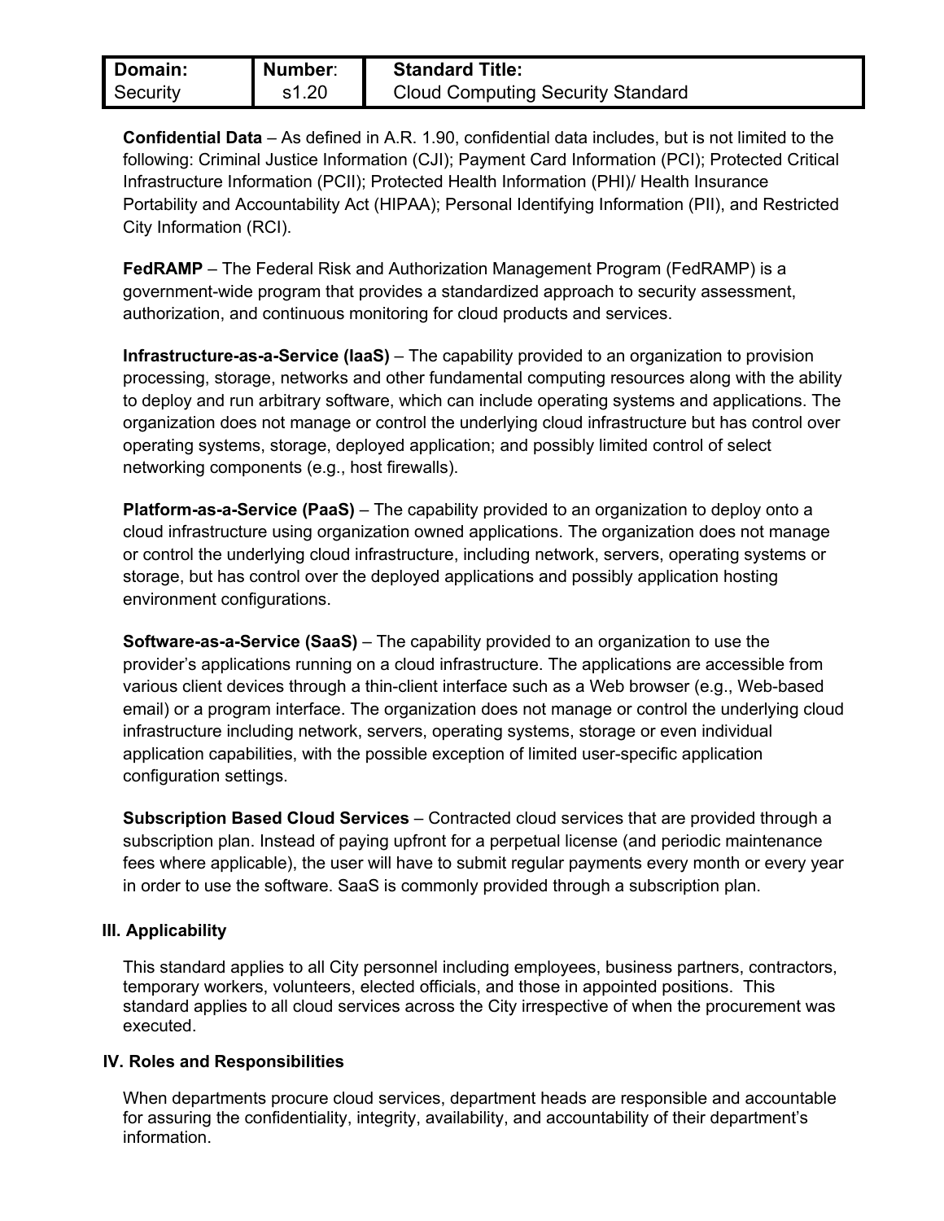**Confidential Data** – As defined in A.R. 1.90, confidential data includes, but is not limited to the following: Criminal Justice Information (CJI); Payment Card Information (PCI); Protected Critical Infrastructure Information (PCII); Protected Health Information (PHI)/ Health Insurance Portability and Accountability Act (HIPAA); Personal Identifying Information (PII), and Restricted City Information (RCI).

**FedRAMP** – The Federal Risk and Authorization Management Program (FedRAMP) is a government-wide program that provides a standardized approach to security assessment, authorization, and continuous monitoring for cloud products and services.

**Infrastructure-as-a-Service (IaaS)** – The capability provided to an organization to provision processing, storage, networks and other fundamental computing resources along with the ability to deploy and run arbitrary software, which can include operating systems and applications. The organization does not manage or control the underlying cloud infrastructure but has control over operating systems, storage, deployed application; and possibly limited control of select networking components (e.g., host firewalls).

**Platform-as-a-Service (PaaS)** – The capability provided to an organization to deploy onto a cloud infrastructure using organization owned applications. The organization does not manage or control the underlying cloud infrastructure, including network, servers, operating systems or storage, but has control over the deployed applications and possibly application hosting environment configurations.

**Software-as-a-Service (SaaS)** – The capability provided to an organization to use the provider's applications running on a cloud infrastructure. The applications are accessible from various client devices through a thin-client interface such as a Web browser (e.g., Web-based email) or a program interface. The organization does not manage or control the underlying cloud infrastructure including network, servers, operating systems, storage or even individual application capabilities, with the possible exception of limited user-specific application configuration settings.

**Subscription Based Cloud Services** – Contracted cloud services that are provided through a subscription plan. Instead of paying upfront for a perpetual license (and periodic maintenance fees where applicable), the user will have to submit regular payments every month or every year in order to use the software. SaaS is commonly provided through a subscription plan.

## III. Applicability

This standard applies to all City personnel including employees, business partners, contractors, temporary workers, volunteers, elected officials, and those in appointed positions. This standard applies to all cloud services across the City irrespective of when the procurement was executed.

## IV. Roles and Responsibilities

When departments procure cloud services, department heads are responsible and accountable for assuring the confidentiality, integrity, availability, and accountability of their department's information.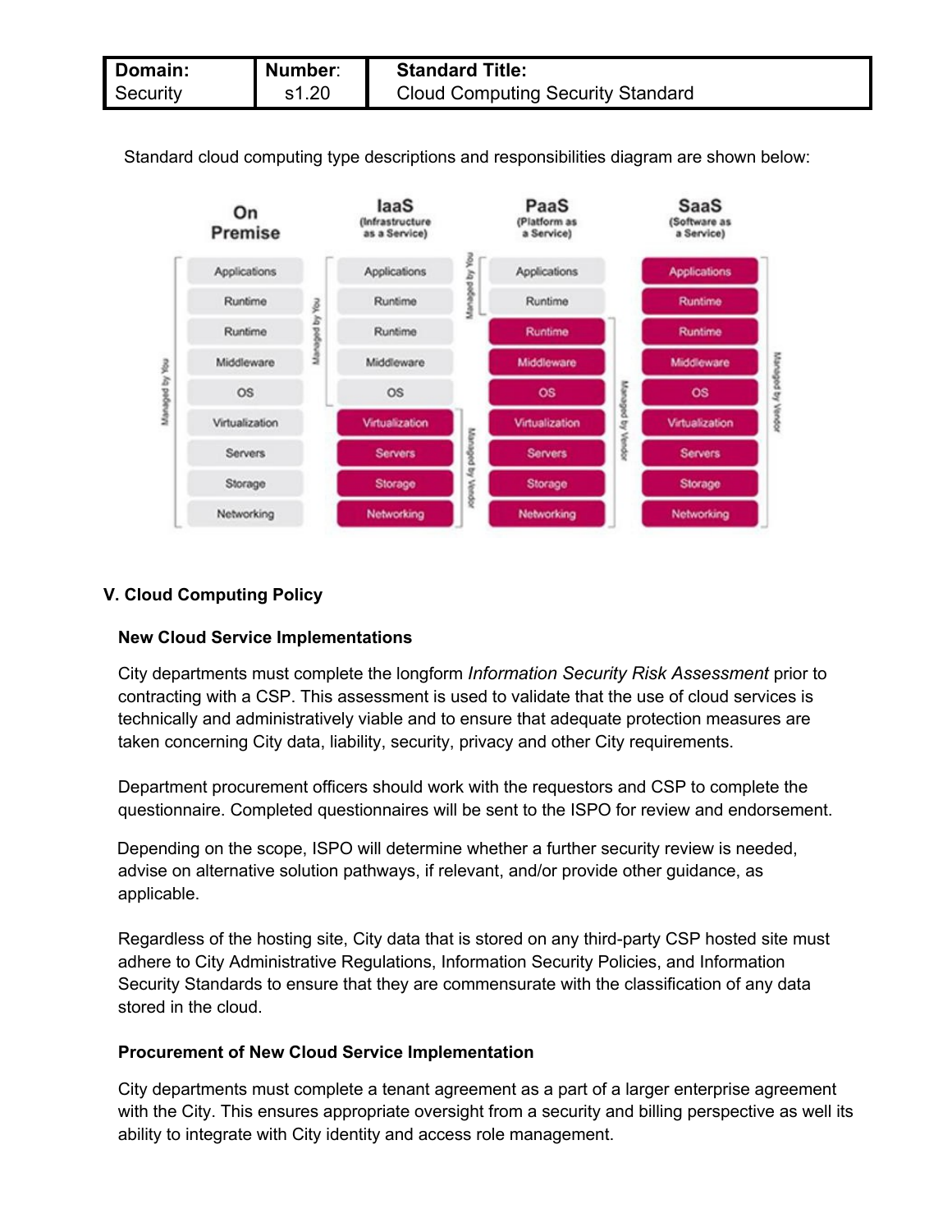| Domain: Security | Number: s1.20 | Standard Title: Cloud Computing Security Standard |
|---|---|---|

Standard cloud computing type descriptions and responsibilities diagram are shown below:

| On Premise | IaaS (Infrastructure as a Service) | PaaS (Platform as a Service) | SaaS (Software as a Service) |
|---|---|---|---|
| Applications | Applications | Applications | Applications |
| Runtime | Runtime | Runtime | Runtime |
| Runtime | Runtime | Runtime | Runtime |
| Middleware | Middleware | Middleware | Middleware |
| OS | OS | OS | OS |
| Virtualization | Virtualization | Virtualization | Virtualization |
| Servers | Servers | Servers | Servers |
| Storage | Storage | Storage | Storage |
| Networking | Networking | Networking | Networking |

On Premise: Managed by You (all layers). IaaS: Managed by You (Applications through OS); Managed by Vendor (Virtualization through Networking). PaaS: Managed by You (Applications, Runtime); Managed by Vendor (Runtime through Networking). SaaS: Managed by Vendor (all layers).

## V. Cloud Computing Policy

### New Cloud Service Implementations

City departments must complete the longform *Information Security Risk Assessment* prior to contracting with a CSP. This assessment is used to validate that the use of cloud services is technically and administratively viable and to ensure that adequate protection measures are taken concerning City data, liability, security, privacy and other City requirements.

Department procurement officers should work with the requestors and CSP to complete the questionnaire. Completed questionnaires will be sent to the ISPO for review and endorsement.

Depending on the scope, ISPO will determine whether a further security review is needed, advise on alternative solution pathways, if relevant, and/or provide other guidance, as applicable.

Regardless of the hosting site, City data that is stored on any third-party CSP hosted site must adhere to City Administrative Regulations, Information Security Policies, and Information Security Standards to ensure that they are commensurate with the classification of any data stored in the cloud.

### Procurement of New Cloud Service Implementation

City departments must complete a tenant agreement as a part of a larger enterprise agreement with the City. This ensures appropriate oversight from a security and billing perspective as well its ability to integrate with City identity and access role management.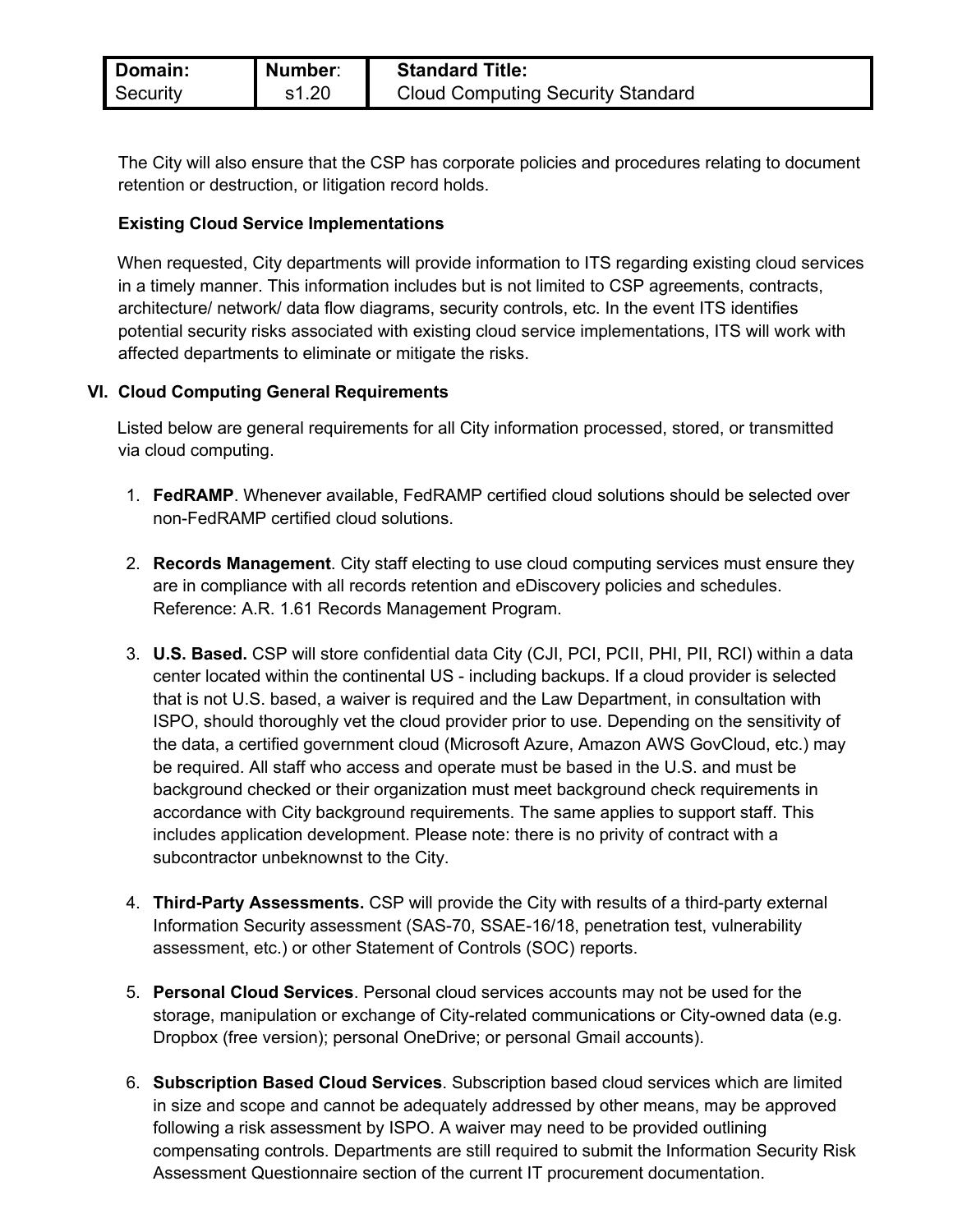The City will also ensure that the CSP has corporate policies and procedures relating to document retention or destruction, or litigation record holds.

**Existing Cloud Service Implementations**

When requested, City departments will provide information to ITS regarding existing cloud services in a timely manner. This information includes but is not limited to CSP agreements, contracts, architecture/ network/ data flow diagrams, security controls, etc. In the event ITS identifies potential security risks associated with existing cloud service implementations, ITS will work with affected departments to eliminate or mitigate the risks.

## VI. Cloud Computing General Requirements

Listed below are general requirements for all City information processed, stored, or transmitted via cloud computing.

1. **FedRAMP**. Whenever available, FedRAMP certified cloud solutions should be selected over non-FedRAMP certified cloud solutions.

2. **Records Management**. City staff electing to use cloud computing services must ensure they are in compliance with all records retention and eDiscovery policies and schedules. Reference: A.R. 1.61 Records Management Program.

3. **U.S. Based.** CSP will store confidential data City (CJI, PCI, PCII, PHI, PII, RCI) within a data center located within the continental US - including backups. If a cloud provider is selected that is not U.S. based, a waiver is required and the Law Department, in consultation with ISPO, should thoroughly vet the cloud provider prior to use. Depending on the sensitivity of the data, a certified government cloud (Microsoft Azure, Amazon AWS GovCloud, etc.) may be required. All staff who access and operate must be based in the U.S. and must be background checked or their organization must meet background check requirements in accordance with City background requirements. The same applies to support staff. This includes application development. Please note: there is no privity of contract with a subcontractor unbeknownst to the City.

4. **Third-Party Assessments.** CSP will provide the City with results of a third-party external Information Security assessment (SAS-70, SSAE-16/18, penetration test, vulnerability assessment, etc.) or other Statement of Controls (SOC) reports.

5. **Personal Cloud Services**. Personal cloud services accounts may not be used for the storage, manipulation or exchange of City-related communications or City-owned data (e.g. Dropbox (free version); personal OneDrive; or personal Gmail accounts).

6. **Subscription Based Cloud Services**. Subscription based cloud services which are limited in size and scope and cannot be adequately addressed by other means, may be approved following a risk assessment by ISPO. A waiver may need to be provided outlining compensating controls. Departments are still required to submit the Information Security Risk Assessment Questionnaire section of the current IT procurement documentation.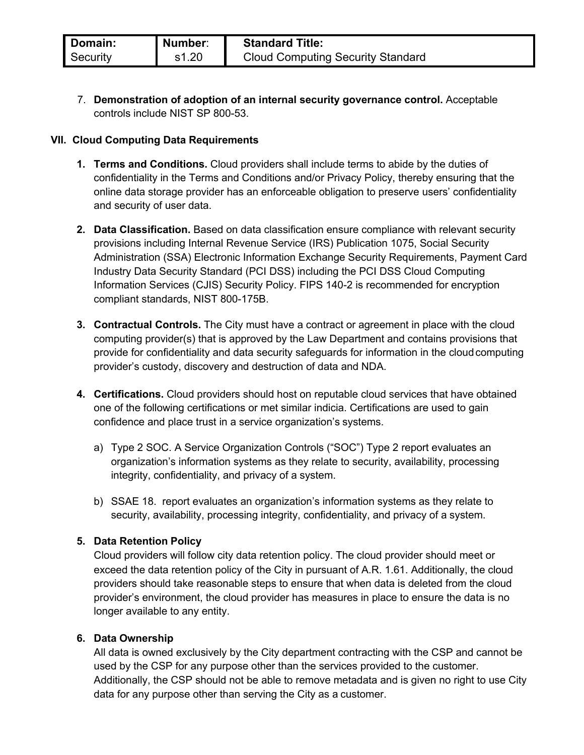7. **Demonstration of adoption of an internal security governance control.** Acceptable controls include NIST SP 800-53.

## VII. Cloud Computing Data Requirements

1. **Terms and Conditions.** Cloud providers shall include terms to abide by the duties of confidentiality in the Terms and Conditions and/or Privacy Policy, thereby ensuring that the online data storage provider has an enforceable obligation to preserve users' confidentiality and security of user data.

2. **Data Classification.** Based on data classification ensure compliance with relevant security provisions including Internal Revenue Service (IRS) Publication 1075, Social Security Administration (SSA) Electronic Information Exchange Security Requirements, Payment Card Industry Data Security Standard (PCI DSS) including the PCI DSS Cloud Computing Information Services (CJIS) Security Policy. FIPS 140-2 is recommended for encryption compliant standards, NIST 800-175B.

3. **Contractual Controls.** The City must have a contract or agreement in place with the cloud computing provider(s) that is approved by the Law Department and contains provisions that provide for confidentiality and data security safeguards for information in the cloud computing provider's custody, discovery and destruction of data and NDA.

4. **Certifications.** Cloud providers should host on reputable cloud services that have obtained one of the following certifications or met similar indicia. Certifications are used to gain confidence and place trust in a service organization's systems.

   a) Type 2 SOC. A Service Organization Controls ("SOC") Type 2 report evaluates an organization's information systems as they relate to security, availability, processing integrity, confidentiality, and privacy of a system.

   b) SSAE 18. report evaluates an organization's information systems as they relate to security, availability, processing integrity, confidentiality, and privacy of a system.

5. **Data Retention Policy**
   Cloud providers will follow city data retention policy. The cloud provider should meet or exceed the data retention policy of the City in pursuant of A.R. 1.61. Additionally, the cloud providers should take reasonable steps to ensure that when data is deleted from the cloud provider's environment, the cloud provider has measures in place to ensure the data is no longer available to any entity.

6. **Data Ownership**
   All data is owned exclusively by the City department contracting with the CSP and cannot be used by the CSP for any purpose other than the services provided to the customer. Additionally, the CSP should not be able to remove metadata and is given no right to use City data for any purpose other than serving the City as a customer.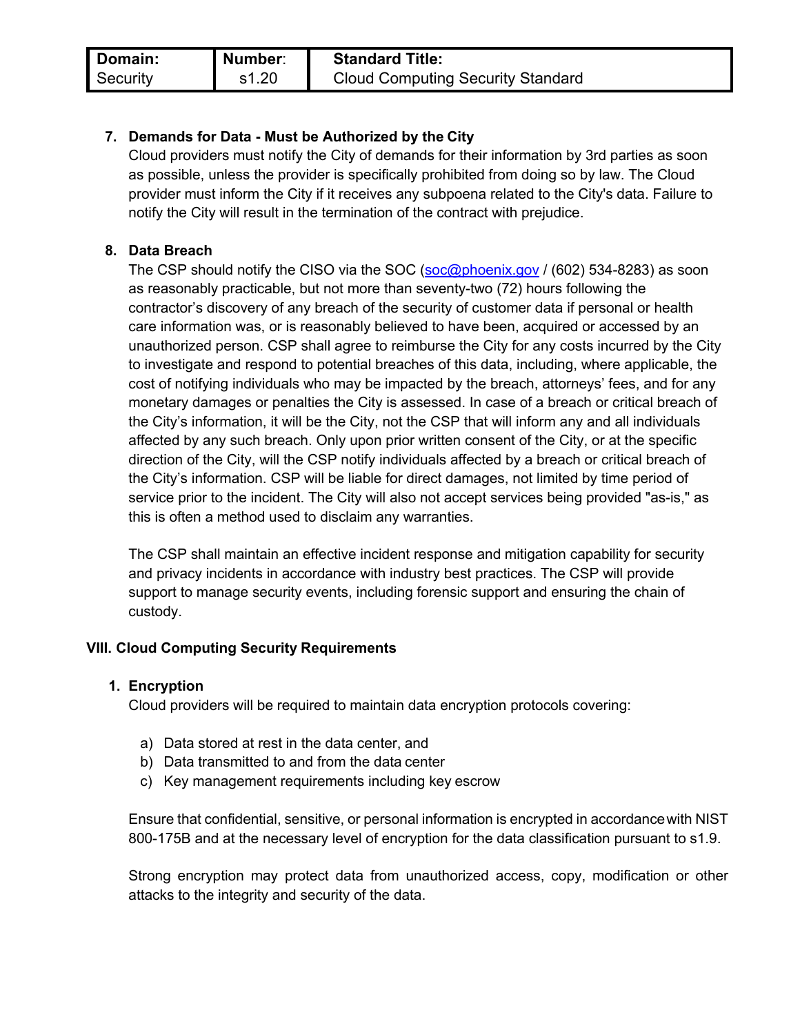**7. Demands for Data - Must be Authorized by the City**

Cloud providers must notify the City of demands for their information by 3rd parties as soon as possible, unless the provider is specifically prohibited from doing so by law. The Cloud provider must inform the City if it receives any subpoena related to the City's data. Failure to notify the City will result in the termination of the contract with prejudice.

**8. Data Breach**

The CSP should notify the CISO via the SOC (soc@phoenix.gov / (602) 534-8283) as soon as reasonably practicable, but not more than seventy-two (72) hours following the contractor's discovery of any breach of the security of customer data if personal or health care information was, or is reasonably believed to have been, acquired or accessed by an unauthorized person. CSP shall agree to reimburse the City for any costs incurred by the City to investigate and respond to potential breaches of this data, including, where applicable, the cost of notifying individuals who may be impacted by the breach, attorneys' fees, and for any monetary damages or penalties the City is assessed. In case of a breach or critical breach of the City's information, it will be the City, not the CSP that will inform any and all individuals affected by any such breach. Only upon prior written consent of the City, or at the specific direction of the City, will the CSP notify individuals affected by a breach or critical breach of the City's information. CSP will be liable for direct damages, not limited by time period of service prior to the incident. The City will also not accept services being provided "as-is," as this is often a method used to disclaim any warranties.

The CSP shall maintain an effective incident response and mitigation capability for security and privacy incidents in accordance with industry best practices. The CSP will provide support to manage security events, including forensic support and ensuring the chain of custody.

## VIII. Cloud Computing Security Requirements

**1. Encryption**

Cloud providers will be required to maintain data encryption protocols covering:

a) Data stored at rest in the data center, and
b) Data transmitted to and from the data center
c) Key management requirements including key escrow

Ensure that confidential, sensitive, or personal information is encrypted in accordance with NIST 800-175B and at the necessary level of encryption for the data classification pursuant to s1.9.

Strong encryption may protect data from unauthorized access, copy, modification or other attacks to the integrity and security of the data.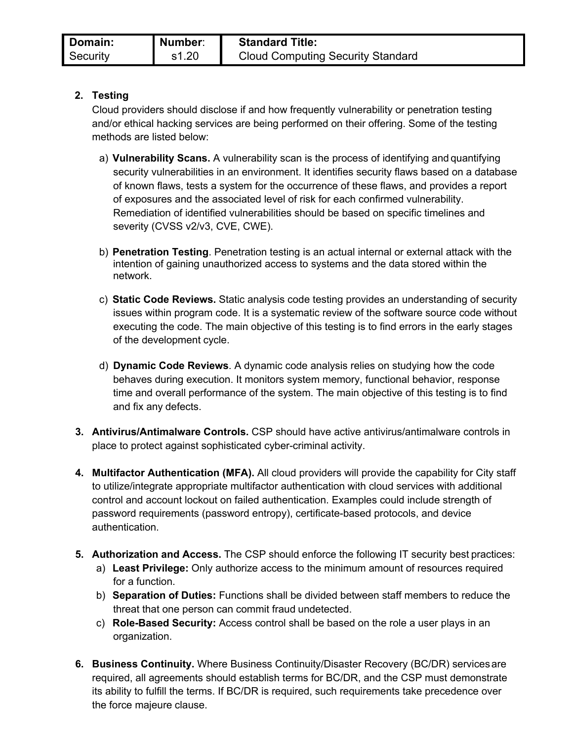2. **Testing**
   Cloud providers should disclose if and how frequently vulnerability or penetration testing and/or ethical hacking services are being performed on their offering. Some of the testing methods are listed below:

   a) **Vulnerability Scans.** A vulnerability scan is the process of identifying and quantifying security vulnerabilities in an environment. It identifies security flaws based on a database of known flaws, tests a system for the occurrence of these flaws, and provides a report of exposures and the associated level of risk for each confirmed vulnerability. Remediation of identified vulnerabilities should be based on specific timelines and severity (CVSS v2/v3, CVE, CWE).

   b) **Penetration Testing**. Penetration testing is an actual internal or external attack with the intention of gaining unauthorized access to systems and the data stored within the network.

   c) **Static Code Reviews.** Static analysis code testing provides an understanding of security issues within program code. It is a systematic review of the software source code without executing the code. The main objective of this testing is to find errors in the early stages of the development cycle.

   d) **Dynamic Code Reviews**. A dynamic code analysis relies on studying how the code behaves during execution. It monitors system memory, functional behavior, response time and overall performance of the system. The main objective of this testing is to find and fix any defects.

3. **Antivirus/Antimalware Controls.** CSP should have active antivirus/antimalware controls in place to protect against sophisticated cyber-criminal activity.

4. **Multifactor Authentication (MFA).** All cloud providers will provide the capability for City staff to utilize/integrate appropriate multifactor authentication with cloud services with additional control and account lockout on failed authentication. Examples could include strength of password requirements (password entropy), certificate-based protocols, and device authentication.

5. **Authorization and Access.** The CSP should enforce the following IT security best practices:
   a) **Least Privilege:** Only authorize access to the minimum amount of resources required for a function.
   b) **Separation of Duties:** Functions shall be divided between staff members to reduce the threat that one person can commit fraud undetected.
   c) **Role-Based Security:** Access control shall be based on the role a user plays in an organization.

6. **Business Continuity.** Where Business Continuity/Disaster Recovery (BC/DR) services are required, all agreements should establish terms for BC/DR, and the CSP must demonstrate its ability to fulfill the terms. If BC/DR is required, such requirements take precedence over the force majeure clause.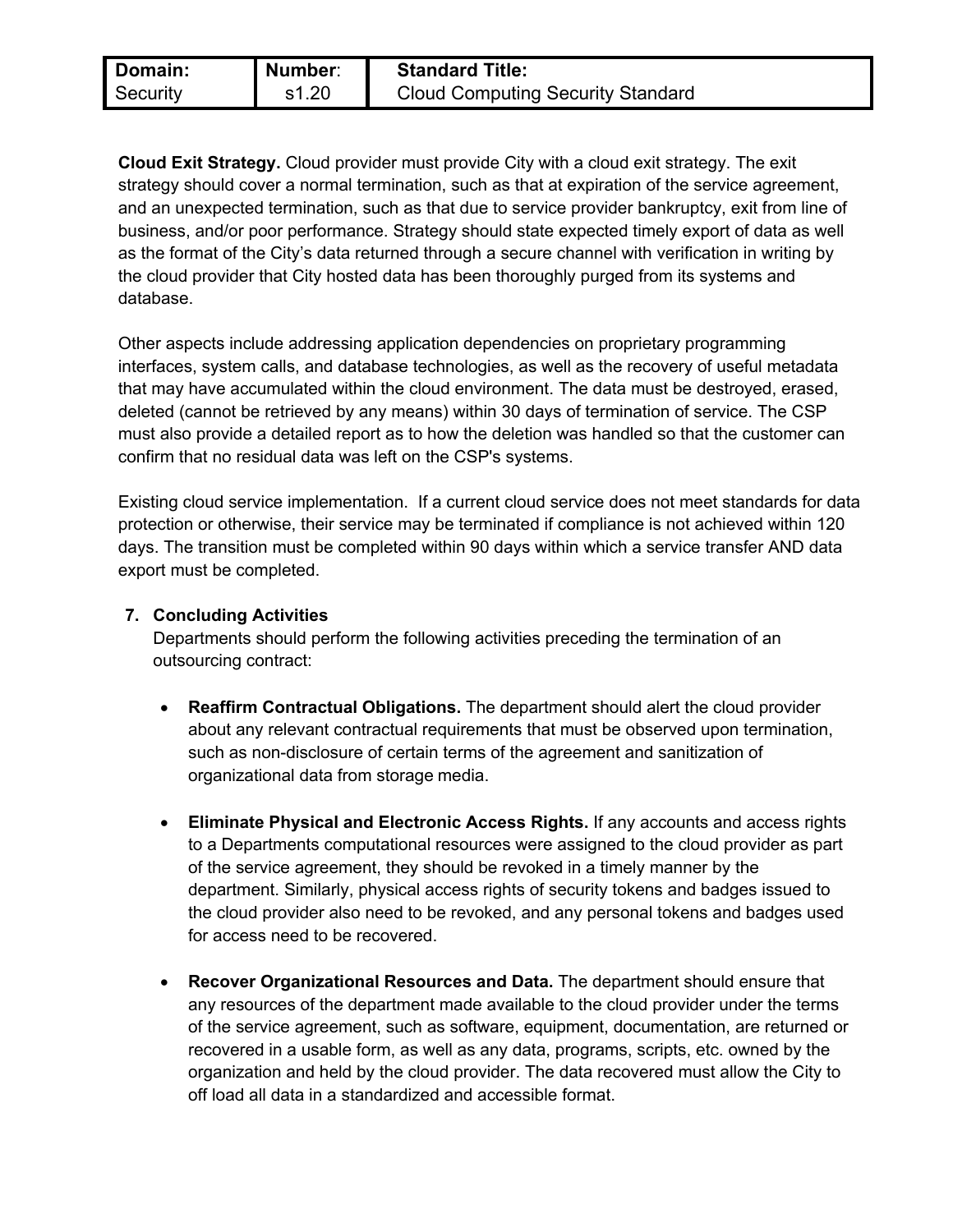**Cloud Exit Strategy.** Cloud provider must provide City with a cloud exit strategy. The exit strategy should cover a normal termination, such as that at expiration of the service agreement, and an unexpected termination, such as that due to service provider bankruptcy, exit from line of business, and/or poor performance. Strategy should state expected timely export of data as well as the format of the City's data returned through a secure channel with verification in writing by the cloud provider that City hosted data has been thoroughly purged from its systems and database.

Other aspects include addressing application dependencies on proprietary programming interfaces, system calls, and database technologies, as well as the recovery of useful metadata that may have accumulated within the cloud environment. The data must be destroyed, erased, deleted (cannot be retrieved by any means) within 30 days of termination of service. The CSP must also provide a detailed report as to how the deletion was handled so that the customer can confirm that no residual data was left on the CSP's systems.

Existing cloud service implementation. If a current cloud service does not meet standards for data protection or otherwise, their service may be terminated if compliance is not achieved within 120 days. The transition must be completed within 90 days within which a service transfer AND data export must be completed.

## 7. Concluding Activities

Departments should perform the following activities preceding the termination of an outsourcing contract:

- **Reaffirm Contractual Obligations.** The department should alert the cloud provider about any relevant contractual requirements that must be observed upon termination, such as non-disclosure of certain terms of the agreement and sanitization of organizational data from storage media.

- **Eliminate Physical and Electronic Access Rights.** If any accounts and access rights to a Departments computational resources were assigned to the cloud provider as part of the service agreement, they should be revoked in a timely manner by the department. Similarly, physical access rights of security tokens and badges issued to the cloud provider also need to be revoked, and any personal tokens and badges used for access need to be recovered.

- **Recover Organizational Resources and Data.** The department should ensure that any resources of the department made available to the cloud provider under the terms of the service agreement, such as software, equipment, documentation, are returned or recovered in a usable form, as well as any data, programs, scripts, etc. owned by the organization and held by the cloud provider. The data recovered must allow the City to off load all data in a standardized and accessible format.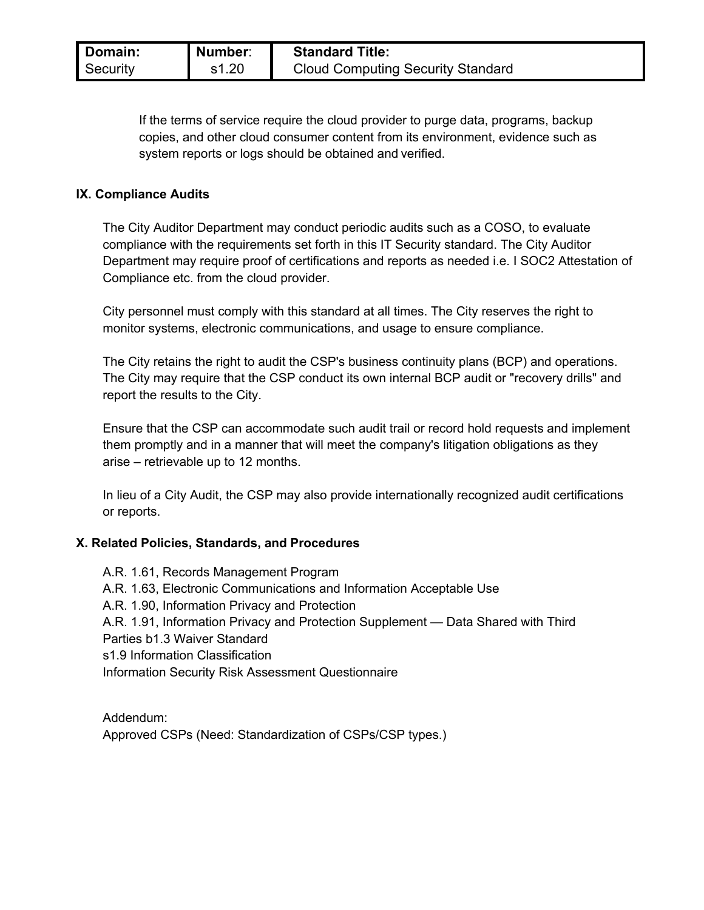If the terms of service require the cloud provider to purge data, programs, backup copies, and other cloud consumer content from its environment, evidence such as system reports or logs should be obtained and verified.

## IX. Compliance Audits

The City Auditor Department may conduct periodic audits such as a COSO, to evaluate compliance with the requirements set forth in this IT Security standard. The City Auditor Department may require proof of certifications and reports as needed i.e. I SOC2 Attestation of Compliance etc. from the cloud provider.

City personnel must comply with this standard at all times. The City reserves the right to monitor systems, electronic communications, and usage to ensure compliance.

The City retains the right to audit the CSP's business continuity plans (BCP) and operations. The City may require that the CSP conduct its own internal BCP audit or "recovery drills" and report the results to the City.

Ensure that the CSP can accommodate such audit trail or record hold requests and implement them promptly and in a manner that will meet the company's litigation obligations as they arise – retrievable up to 12 months.

In lieu of a City Audit, the CSP may also provide internationally recognized audit certifications or reports.

## X. Related Policies, Standards, and Procedures

A.R. 1.61, Records Management Program
A.R. 1.63, Electronic Communications and Information Acceptable Use
A.R. 1.90, Information Privacy and Protection
A.R. 1.91, Information Privacy and Protection Supplement — Data Shared with Third Parties b1.3 Waiver Standard
s1.9 Information Classification
Information Security Risk Assessment Questionnaire

Addendum:
Approved CSPs (Need: Standardization of CSPs/CSP types.)